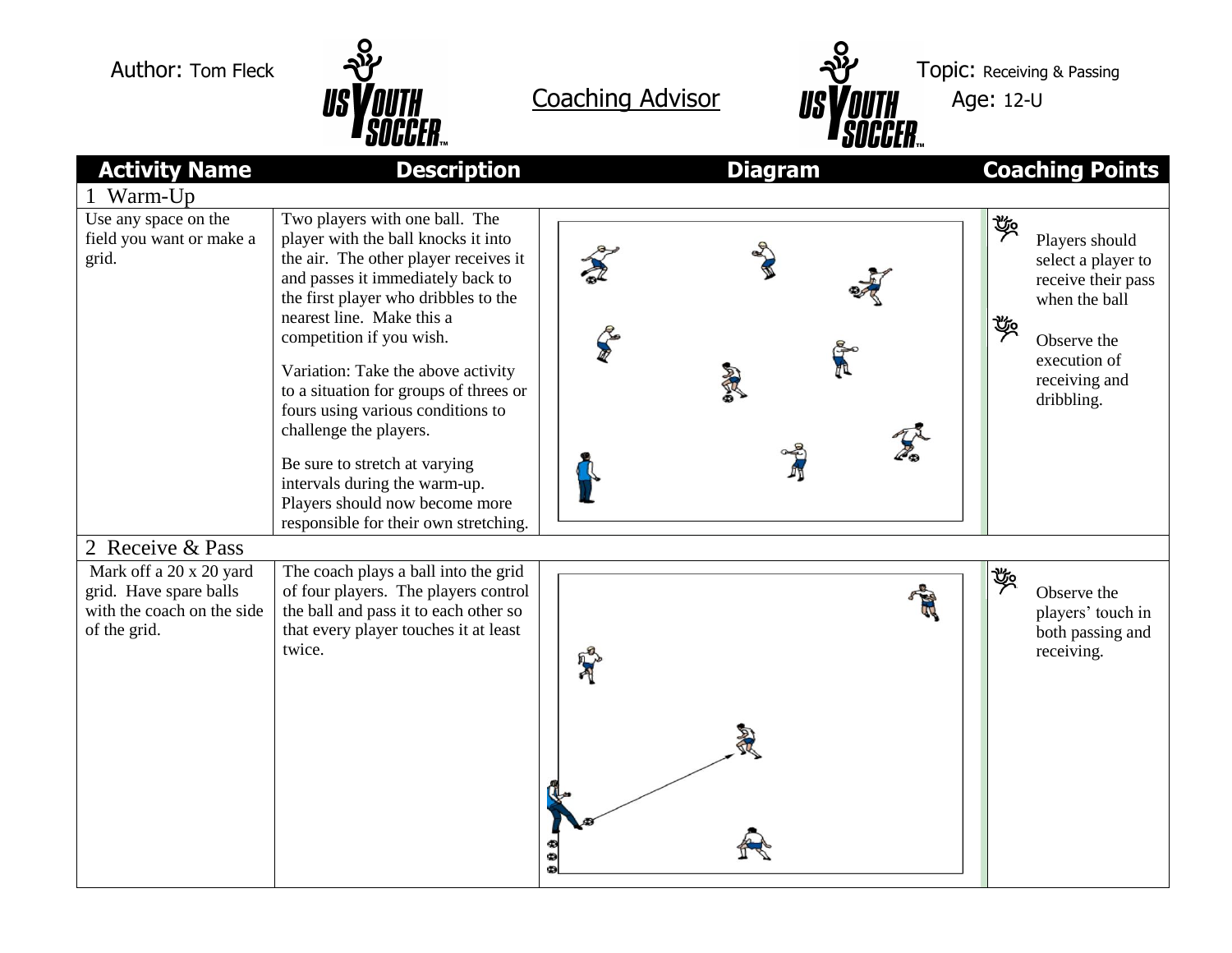Author: Tom Fleck

Coaching Advisor

Topic: Receiving & Passing

Age: 12-U

| Activity Name | Description | Diagram | Coaching Points |
|---|---|---|---|
| **1 Warm-Up** | | | |
| Use any space on the field you want or make a grid. | Two players with one ball. The player with the ball knocks it into the air. The other player receives it and passes it immediately back to the first player who dribbles to the nearest line. Make this a competition if you wish.<br><br>Variation: Take the above activity to a situation for groups of threes or fours using various conditions to challenge the players.<br><br>Be sure to stretch at varying intervals during the warm-up. Players should now become more responsible for their own stretching. | | Players should select a player to receive their pass when the ball<br><br>Observe the execution of receiving and dribbling. |
| **2 Receive & Pass** | | | |
| Mark off a 20 x 20 yard grid. Have spare balls with the coach on the side of the grid. | The coach plays a ball into the grid of four players. The players control the ball and pass it to each other so that every player touches it at least twice. | | Observe the players' touch in both passing and receiving. |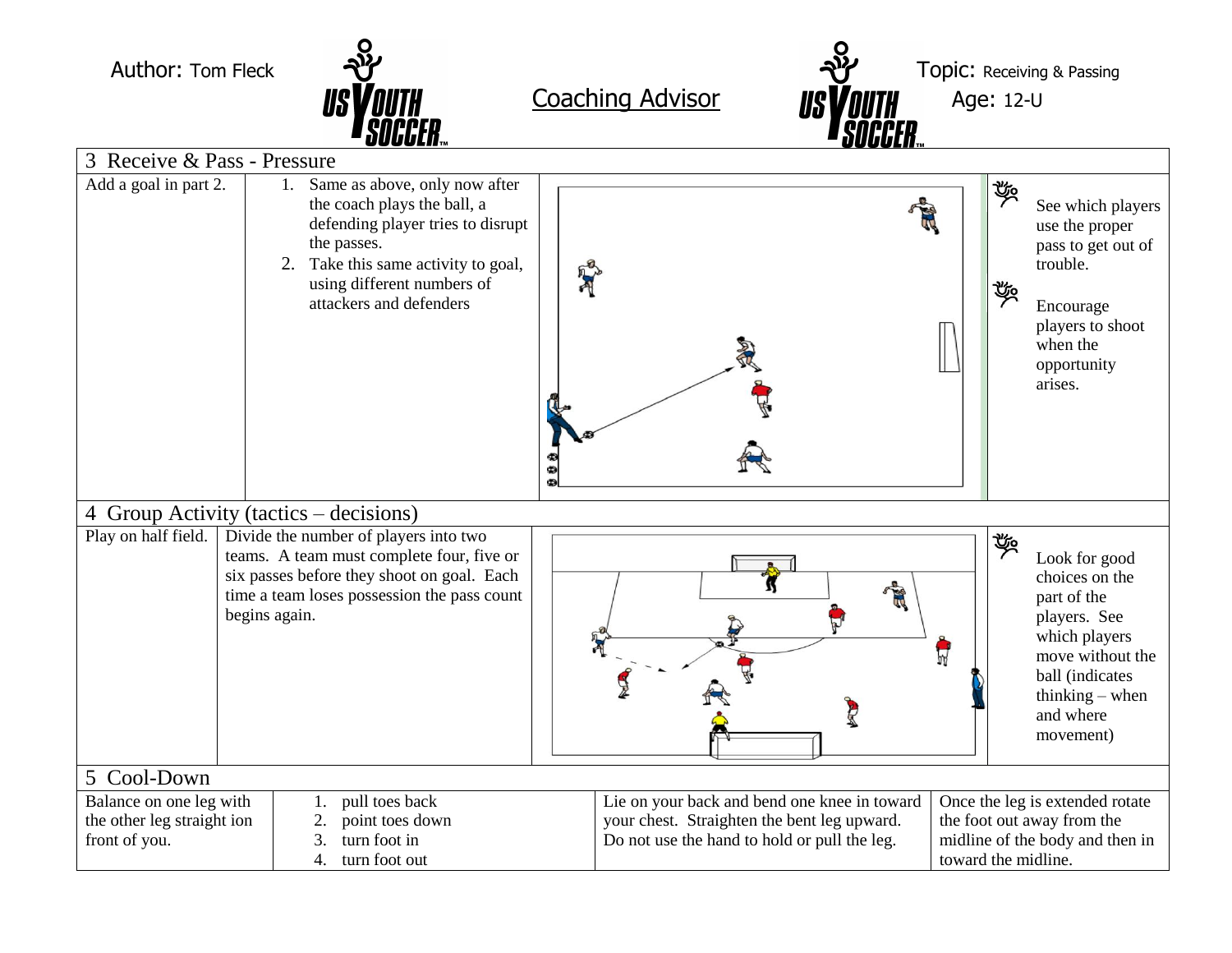Author: Tom Fleck

Coaching Advisor

Topic: Receiving & Passing

Age: 12-U

## 3 Receive & Pass - Pressure

| | | |
|---|---|---|
| Add a goal in part 2. | 1. Same as above, only now after the coach plays the ball, a defending player tries to disrupt the passes.<br>2. Take this same activity to goal, using different numbers of attackers and defenders | See which players use the proper pass to get out of trouble.<br><br>Encourage players to shoot when the opportunity arises. |

## 4 Group Activity (tactics – decisions)

| | | |
|---|---|---|
| Play on half field. | Divide the number of players into two teams. A team must complete four, five or six passes before they shoot on goal. Each time a team loses possession the pass count begins again. | Look for good choices on the part of the players. See which players move without the ball (indicates thinking – when and where movement) |

## 5 Cool-Down

| | | | |
|---|---|---|---|
| Balance on one leg with the other leg straight ion front of you. | 1. pull toes back<br>2. point toes down<br>3. turn foot in<br>4. turn foot out | Lie on your back and bend one knee in toward your chest. Straighten the bent leg upward. Do not use the hand to hold or pull the leg. | Once the leg is extended rotate the foot out away from the midline of the body and then in toward the midline. |